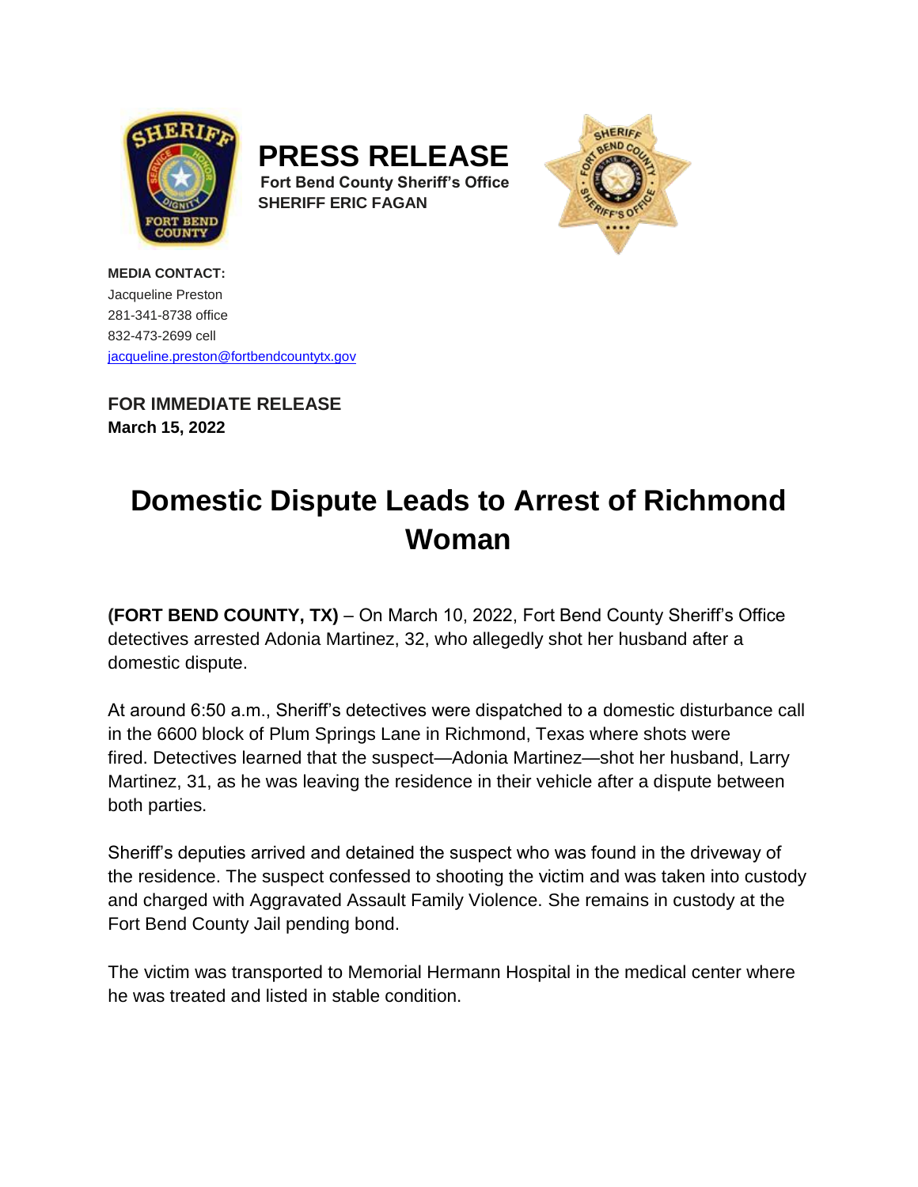# PRESS RELEASE

**Fort Bend County Sheriff's Office**
**SHERIFF ERIC FAGAN**

**MEDIA CONTACT:**
Jacqueline Preston
281-341-8738 office
832-473-2699 cell
jacqueline.preston@fortbendcountytx.gov

**FOR IMMEDIATE RELEASE**
**March 15, 2022**

# Domestic Dispute Leads to Arrest of Richmond Woman

**(FORT BEND COUNTY, TX)** – On March 10, 2022, Fort Bend County Sheriff's Office detectives arrested Adonia Martinez, 32, who allegedly shot her husband after a domestic dispute.

At around 6:50 a.m., Sheriff's detectives were dispatched to a domestic disturbance call in the 6600 block of Plum Springs Lane in Richmond, Texas where shots were fired. Detectives learned that the suspect—Adonia Martinez—shot her husband, Larry Martinez, 31, as he was leaving the residence in their vehicle after a dispute between both parties.

Sheriff's deputies arrived and detained the suspect who was found in the driveway of the residence. The suspect confessed to shooting the victim and was taken into custody and charged with Aggravated Assault Family Violence. She remains in custody at the Fort Bend County Jail pending bond.

The victim was transported to Memorial Hermann Hospital in the medical center where he was treated and listed in stable condition.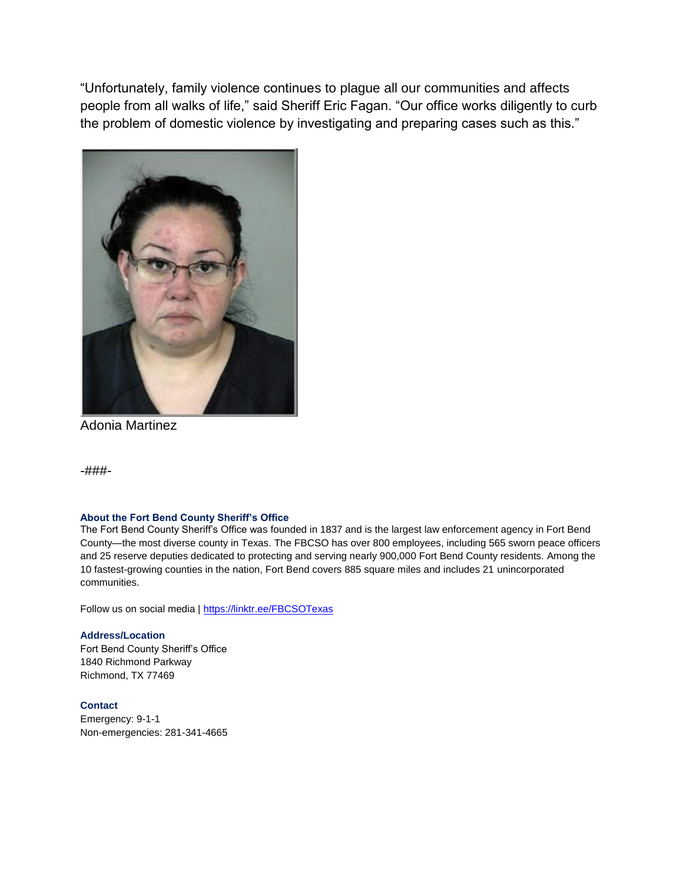"Unfortunately, family violence continues to plague all our communities and affects people from all walks of life," said Sheriff Eric Fagan. "Our office works diligently to curb the problem of domestic violence by investigating and preparing cases such as this."

Adonia Martinez

-###-

**About the Fort Bend County Sheriff's Office**

The Fort Bend County Sheriff's Office was founded in 1837 and is the largest law enforcement agency in Fort Bend County—the most diverse county in Texas. The FBCSO has over 800 employees, including 565 sworn peace officers and 25 reserve deputies dedicated to protecting and serving nearly 900,000 Fort Bend County residents. Among the 10 fastest-growing counties in the nation, Fort Bend covers 885 square miles and includes 21 unincorporated communities.

Follow us on social media | [https://linktr.ee/FBCSOTexas](https://linktr.ee/FBCSOTexas)

**Address/Location**

Fort Bend County Sheriff's Office
1840 Richmond Parkway
Richmond, TX 77469

**Contact**

Emergency: 9-1-1
Non-emergencies: 281-341-4665